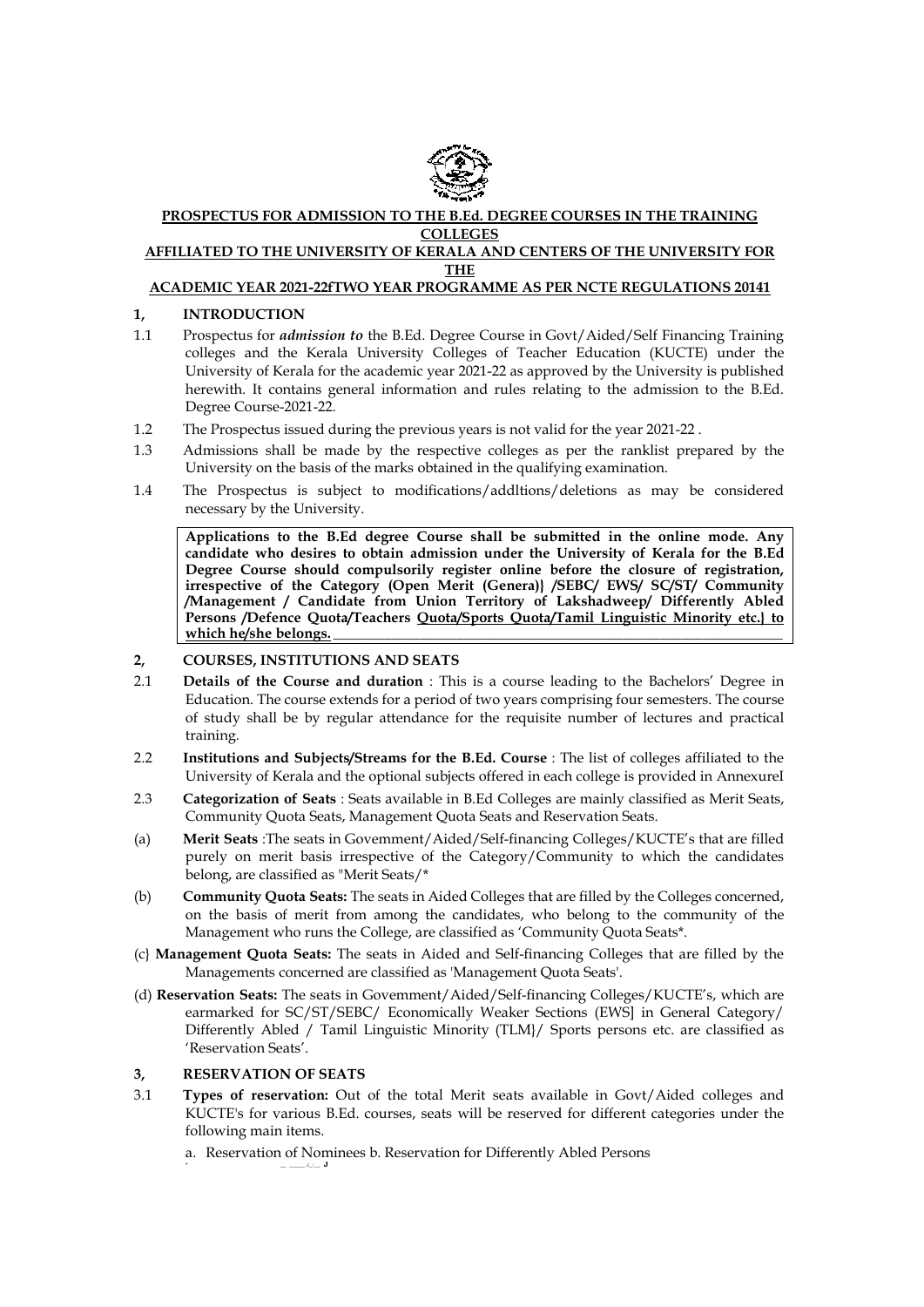**PROSPECTUS FOR ADMISSION TO THE B.Ed. DEGREE COURSES IN THE TRAINING COLLEGES**

**AFFILIATED TO THE UNIVERSITY OF KERALA AND CENTERS OF THE UNIVERSITY FOR THE**

**ACADEMIC YEAR 2021-22fTWO YEAR PROGRAMME AS PER NCTE REGULATIONS 20141**

## 1, INTRODUCTION

1.1 Prospectus for ***admission to*** the B.Ed. Degree Course in Govt/Aided/Self Financing Training colleges and the Kerala University Colleges of Teacher Education (KUCTE) under the University of Kerala for the academic year 2021-22 as approved by the University is published herewith. It contains general information and rules relating to the admission to the B.Ed. Degree Course-2021-22.

1.2 The Prospectus issued during the previous years is not valid for the year 2021-22 .

1.3 Admissions shall be made by the respective colleges as per the ranklist prepared by the University on the basis of the marks obtained in the qualifying examination.

1.4 The Prospectus is subject to modifications/addltions/deletions as may be considered necessary by the University.

> **Applications to the B.Ed degree Course shall be submitted in the online mode. Any candidate who desires to obtain admission under the University of Kerala for the B.Ed Degree Course should compulsorily register online before the closure of registration, irrespective of the Category (Open Merit (Genera)} /SEBC/ EWS/ SC/ST/ Community /Management / Candidate from Union Territory of Lakshadweep/ Differently Abled Persons /Defence Quota/Teachers <u>Quota/Sports Quota/Tamil Linguistic Minority etc.} to which he/she belongs.</u>**

## 2, COURSES, INSTITUTIONS AND SEATS

2.1 **Details of the Course and duration** : This is a course leading to the Bachelors' Degree in Education. The course extends for a period of two years comprising four semesters. The course of study shall be by regular attendance for the requisite number of lectures and practical training.

2.2 **Institutions and Subjects/Streams for the B.Ed. Course** : The list of colleges affiliated to the University of Kerala and the optional subjects offered in each college is provided in AnnexureI

2.3 **Categorization of Seats** : Seats available in B.Ed Colleges are mainly classified as Merit Seats, Community Quota Seats, Management Quota Seats and Reservation Seats.

(a) **Merit Seats** :The seats in Govemment/Aided/Self-financing Colleges/KUCTE's that are filled purely on merit basis irrespective of the Category/Community to which the candidates belong, are classified as "Merit Seats/*

(b) **Community Quota Seats:** The seats in Aided Colleges that are filled by the Colleges concerned, on the basis of merit from among the candidates, who belong to the community of the Management who runs the College, are classified as 'Community Quota Seats*.

(c} **Management Quota Seats:** The seats in Aided and Self-financing Colleges that are filled by the Managements concerned are classified as 'Management Quota Seats'.

(d) **Reservation Seats:** The seats in Govemment/Aided/Self-financing Colleges/KUCTE's, which are earmarked for SC/ST/SEBC/ Economically Weaker Sections (EWS] in General Category/ Differently Abled / Tamil Linguistic Minority (TLM}/ Sports persons etc. are classified as 'Reservation Seats'.

## 3, RESERVATION OF SEATS

3.1 **Types of reservation:** Out of the total Merit seats available in Govt/Aided colleges and KUCTE's for various B.Ed. courses, seats will be reserved for different categories under the following main items.

a. Reservation of Nominees b. Reservation for Differently Abled Persons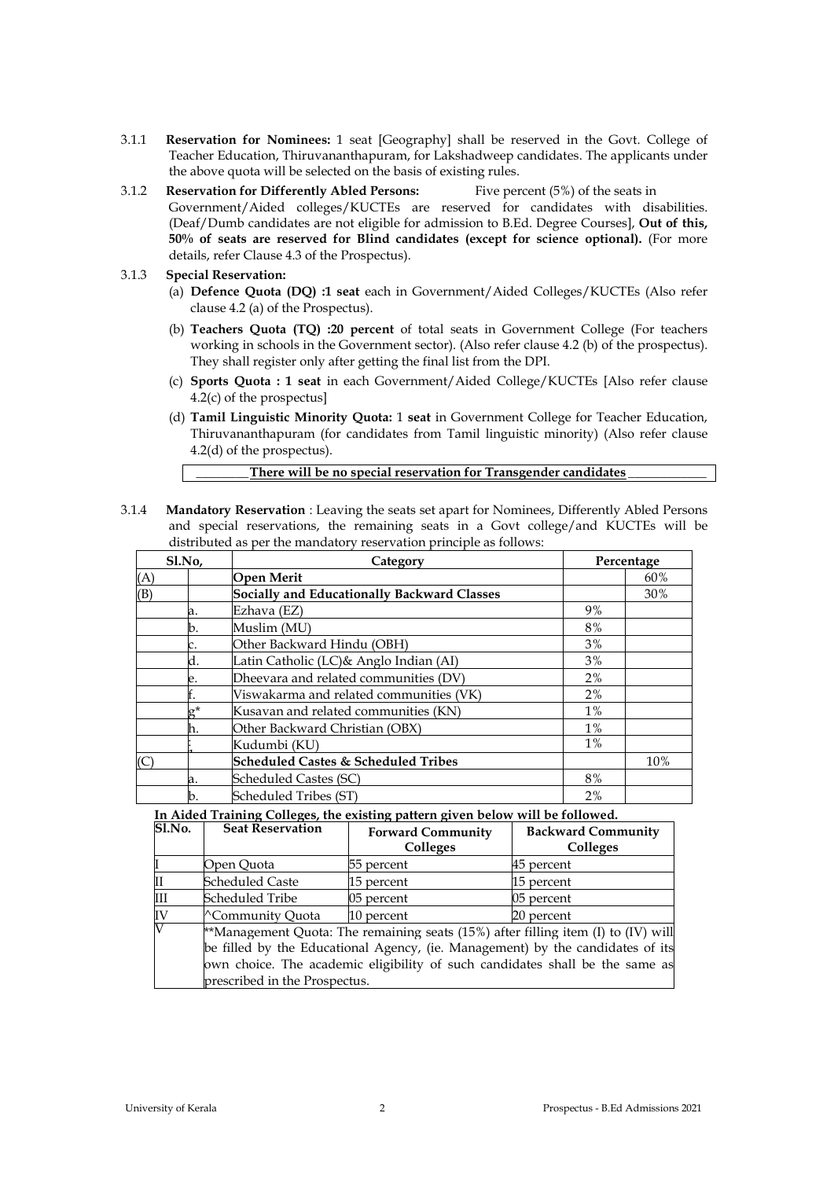3.1.1 **Reservation for Nominees:** 1 seat [Geography] shall be reserved in the Govt. College of Teacher Education, Thiruvananthapuram, for Lakshadweep candidates. The applicants under the above quota will be selected on the basis of existing rules.

3.1.2 **Reservation for Differently Abled Persons:** Five percent (5%) of the seats in Government/Aided colleges/KUCTEs are reserved for candidates with disabilities. (Deaf/Dumb candidates are not eligible for admission to B.Ed. Degree Courses], **Out of this, 50% of seats are reserved for Blind candidates (except for science optional).** (For more details, refer Clause 4.3 of the Prospectus).

3.1.3 **Special Reservation:**

(a) **Defence Quota (DQ) :1 seat** each in Government/Aided Colleges/KUCTEs (Also refer clause 4.2 (a) of the Prospectus).

(b) **Teachers Quota (TQ) :20 percent** of total seats in Government College (For teachers working in schools in the Government sector). (Also refer clause 4.2 (b) of the prospectus). They shall register only after getting the final list from the DPI.

(c) **Sports Quota : 1 seat** in each Government/Aided College/KUCTEs [Also refer clause 4.2(c) of the prospectus]

(d) **Tamil Linguistic Minority Quota:** 1 **seat** in Government College for Teacher Education, Thiruvananthapuram (for candidates from Tamil linguistic minority) (Also refer clause 4.2(d) of the prospectus).

**There will be no special reservation for Transgender candidates**

3.1.4 **Mandatory Reservation** : Leaving the seats set apart for Nominees, Differently Abled Persons and special reservations, the remaining seats in a Govt college/and KUCTEs will be distributed as per the mandatory reservation principle as follows:

| Sl.No, | | Category | Percentage | |
|---|---|---|---|---|
| (A) | | **Open Merit** | | 60% |
| (B) | | **Socially and Educationally Backward Classes** | | 30% |
| | a. | Ezhava (EZ) | 9% | |
| | b. | Muslim (MU) | 8% | |
| | c. | Other Backward Hindu (OBH) | 3% | |
| | d. | Latin Catholic (LC)& Anglo Indian (AI) | 3% | |
| | e. | Dheevara and related communities (DV) | 2% | |
| | f. | Viswakarma and related communities (VK) | 2% | |
| | g* | Kusavan and related communities (KN) | 1% | |
| | h. | Other Backward Christian (OBX) | 1% | |
| | i. | Kudumbi (KU) | 1% | |
| (C) | | **Scheduled Castes & Scheduled Tribes** | | 10% |
| | a. | Scheduled Castes (SC) | 8% | |
| | b. | Scheduled Tribes (ST) | 2% | |

**In Aided Training Colleges, the existing pattern given below will be followed.**

| Sl.No. | Seat Reservation | Forward Community Colleges | Backward Community Colleges |
|---|---|---|---|
| I | Open Quota | 55 percent | 45 percent |
| II | Scheduled Caste | 15 percent | 15 percent |
| III | Scheduled Tribe | 05 percent | 05 percent |
| IV | ^Community Quota | 10 percent | 20 percent |
| V | **Management Quota: The remaining seats (15%) after filling item (I) to (IV) will be filled by the Educational Agency, (ie. Management) by the candidates of its own choice. The academic eligibility of such candidates shall be the same as prescribed in the Prospectus. | | |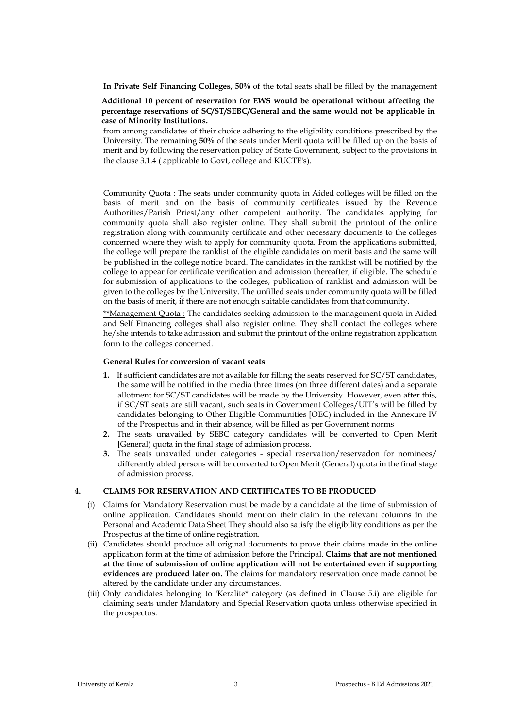**In Private Self Financing Colleges, 50%** of the total seats shall be filled by the management

**Additional 10 percent of reservation for EWS would be operational without affecting the percentage reservations of SC/ST/SEBC/General and the same would not be applicable in case of Minority Institutions.**

from among candidates of their choice adhering to the eligibility conditions prescribed by the University. The remaining **50%** of the seats under Merit quota will be filled up on the basis of merit and by following the reservation policy of State Government, subject to the provisions in the clause 3.1.4 ( applicable to Govt, college and KUCTE's).

Community Quota : The seats under community quota in Aided colleges will be filled on the basis of merit and on the basis of community certificates issued by the Revenue Authorities/Parish Priest/any other competent authority. The candidates applying for community quota shall also register online. They shall submit the printout of the online registration along with community certificate and other necessary documents to the colleges concerned where they wish to apply for community quota. From the applications submitted, the college will prepare the ranklist of the eligible candidates on merit basis and the same will be published in the college notice board. The candidates in the ranklist will be notified by the college to appear for certificate verification and admission thereafter, if eligible. The schedule for submission of applications to the colleges, publication of ranklist and admission will be given to the colleges by the University. The unfilled seats under community quota will be filled on the basis of merit, if there are not enough suitable candidates from that community.

**Management Quota : The candidates seeking admission to the management quota in Aided and Self Financing colleges shall also register online. They shall contact the colleges where he/she intends to take admission and submit the printout of the online registration application form to the colleges concerned.

**General Rules for conversion of vacant seats**

1. If sufficient candidates are not available for filling the seats reserved for SC/ST candidates, the same will be notified in the media three times (on three different dates) and a separate allotment for SC/ST candidates will be made by the University. However, even after this, if SC/ST seats are still vacant, such seats in Government Colleges/UIT's will be filled by candidates belonging to Other Eligible Communities [OEC] included in the Annexure IV of the Prospectus and in their absence, will be filled as per Government norms
2. The seats unavailed by SEBC category candidates will be converted to Open Merit [General] quota in the final stage of admission process.
3. The seats unavailed under categories - special reservation/reservadon for nominees/ differently abled persons will be converted to Open Merit (General) quota in the final stage of admission process.

## 4. CLAIMS FOR RESERVATION AND CERTIFICATES TO BE PRODUCED

(i) Claims for Mandatory Reservation must be made by a candidate at the time of submission of online application. Candidates should mention their claim in the relevant columns in the Personal and Academic Data Sheet They should also satisfy the eligibility conditions as per the Prospectus at the time of online registration.

(ii) Candidates should produce all original documents to prove their claims made in the online application form at the time of admission before the Principal. **Claims that are not mentioned at the time of submission of online application will not be entertained even if supporting evidences are produced later on.** The claims for mandatory reservation once made cannot be altered by the candidate under any circumstances.

(iii) Only candidates belonging to 'Keralite* category (as defined in Clause 5.i) are eligible for claiming seats under Mandatory and Special Reservation quota unless otherwise specified in the prospectus.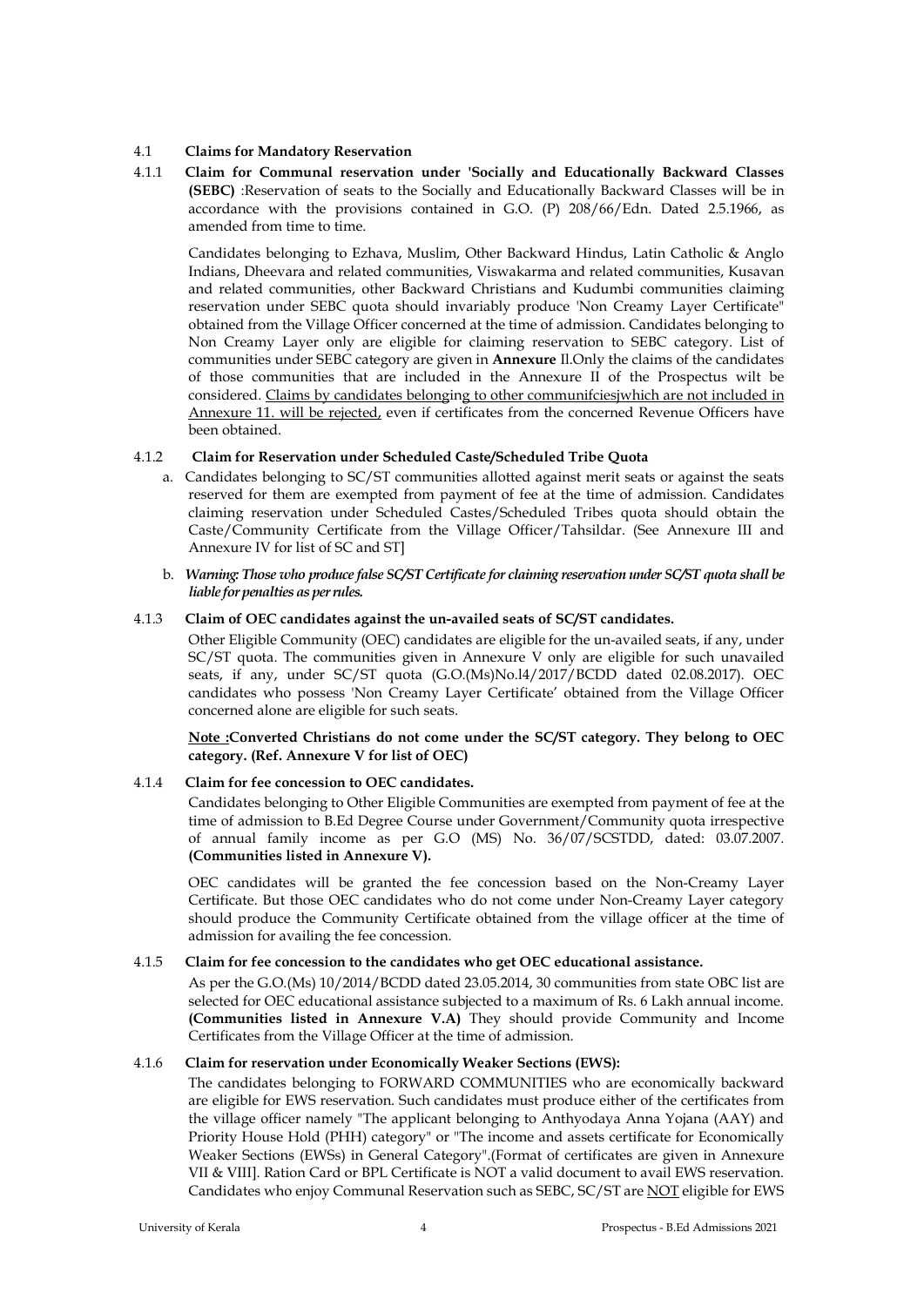4.1 **Claims for Mandatory Reservation**

4.1.1 **Claim for Communal reservation under 'Socially and Educationally Backward Classes (SEBC)** :Reservation of seats to the Socially and Educationally Backward Classes will be in accordance with the provisions contained in G.O. (P) 208/66/Edn. Dated 2.5.1966, as amended from time to time.

Candidates belonging to Ezhava, Muslim, Other Backward Hindus, Latin Catholic & Anglo Indians, Dheevara and related communities, Viswakarma and related communities, Kusavan and related communities, other Backward Christians and Kudumbi communities claiming reservation under SEBC quota should invariably produce 'Non Creamy Layer Certificate" obtained from the Village Officer concerned at the time of admission. Candidates belonging to Non Creamy Layer only are eligible for claiming reservation to SEBC category. List of communities under SEBC category are given in **Annexure** Il.Only the claims of the candidates of those communities that are included in the Annexure II of the Prospectus wilt be considered. Claims by candidates belonging to other communifciesjwhich are not included in Annexure 11. will be rejected, even if certificates from the concerned Revenue Officers have been obtained.

4.1.2 **Claim for Reservation under Scheduled Caste/Scheduled Tribe Quota**

a. Candidates belonging to SC/ST communities allotted against merit seats or against the seats reserved for them are exempted from payment of fee at the time of admission. Candidates claiming reservation under Scheduled Castes/Scheduled Tribes quota should obtain the Caste/Community Certificate from the Village Officer/Tahsildar. (See Annexure III and Annexure IV for list of SC and ST]

b. ***Warning: Those who produce false SC/ST Certificate for claiming reservation under SC/ST quota shall be liable for penalties as per rules.***

4.1.3 **Claim of OEC candidates against the un-availed seats of SC/ST candidates.**

Other Eligible Community (OEC) candidates are eligible for the un-availed seats, if any, under SC/ST quota. The communities given in Annexure V only are eligible for such unavailed seats, if any, under SC/ST quota (G.O.(Ms)No.l4/2017/BCDD dated 02.08.2017). OEC candidates who possess 'Non Creamy Layer Certificate' obtained from the Village Officer concerned alone are eligible for such seats.

**Note :Converted Christians do not come under the SC/ST category. They belong to OEC category. (Ref. Annexure V for list of OEC)**

4.1.4 **Claim for fee concession to OEC candidates.**

Candidates belonging to Other Eligible Communities are exempted from payment of fee at the time of admission to B.Ed Degree Course under Government/Community quota irrespective of annual family income as per G.O (MS) No. 36/07/SCSTDD, dated: 03.07.2007. **(Communities listed in Annexure V).**

OEC candidates will be granted the fee concession based on the Non-Creamy Layer Certificate. But those OEC candidates who do not come under Non-Creamy Layer category should produce the Community Certificate obtained from the village officer at the time of admission for availing the fee concession.

4.1.5 **Claim for fee concession to the candidates who get OEC educational assistance.**

As per the G.O.(Ms) 10/2014/BCDD dated 23.05.2014, 30 communities from state OBC list are selected for OEC educational assistance subjected to a maximum of Rs. 6 Lakh annual income. **(Communities listed in Annexure V.A)** They should provide Community and Income Certificates from the Village Officer at the time of admission.

4.1.6 **Claim for reservation under Economically Weaker Sections (EWS):**

The candidates belonging to FORWARD COMMUNITIES who are economically backward are eligible for EWS reservation. Such candidates must produce either of the certificates from the village officer namely "The applicant belonging to Anthyodaya Anna Yojana (AAY) and Priority House Hold (PHH) category" or "The income and assets certificate for Economically Weaker Sections (EWSs) in General Category".(Format of certificates are given in Annexure VII & VIII]. Ration Card or BPL Certificate is NOT a valid document to avail EWS reservation. Candidates who enjoy Communal Reservation such as SEBC, SC/ST are NOT eligible for EWS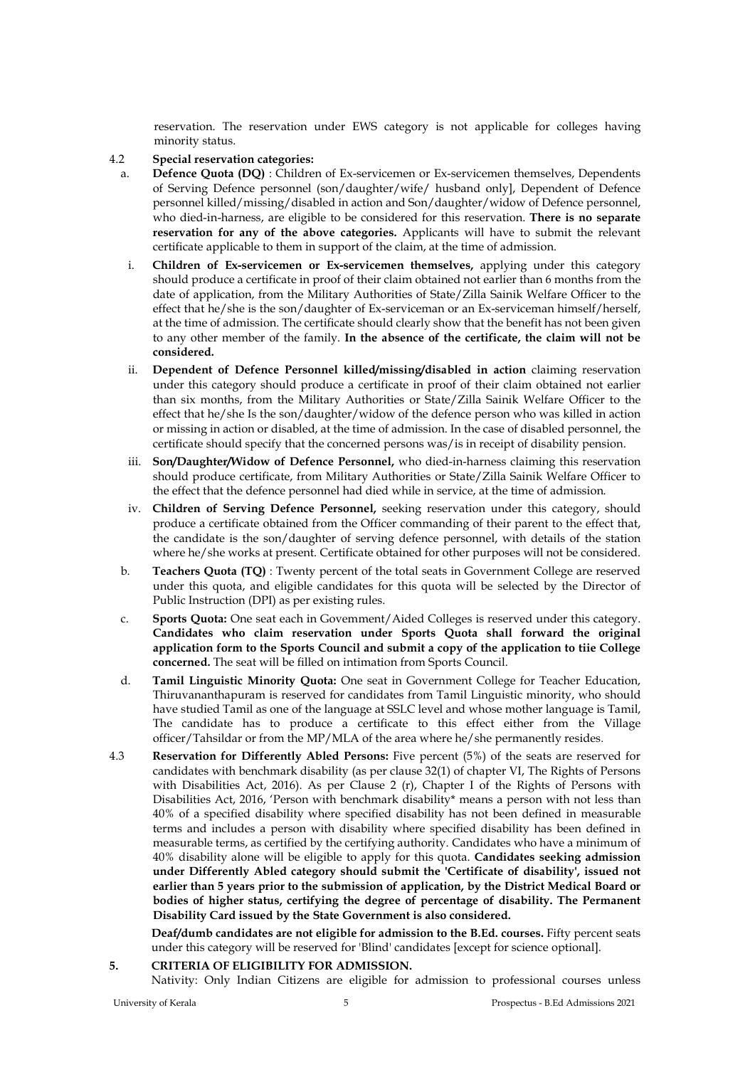reservation. The reservation under EWS category is not applicable for colleges having minority status.

4.2 **Special reservation categories:**

a. **Defence Quota (DQ)** : Children of Ex-servicemen or Ex-servicemen themselves, Dependents of Serving Defence personnel (son/daughter/wife/ husband only], Dependent of Defence personnel killed/missing/disabled in action and Son/daughter/widow of Defence personnel, who died-in-harness, are eligible to be considered for this reservation. **There is no separate reservation for any of the above categories.** Applicants will have to submit the relevant certificate applicable to them in support of the claim, at the time of admission.

   i. **Children of Ex-servicemen or Ex-servicemen themselves,** applying under this category should produce a certificate in proof of their claim obtained not earlier than 6 months from the date of application, from the Military Authorities of State/Zilla Sainik Welfare Officer to the effect that he/she is the son/daughter of Ex-serviceman or an Ex-serviceman himself/herself, at the time of admission. The certificate should clearly show that the benefit has not been given to any other member of the family. **In the absence of the certificate, the claim will not be considered.**

   ii. **Dependent of Defence Personnel killed/missing/disabled in action** claiming reservation under this category should produce a certificate in proof of their claim obtained not earlier than six months, from the Military Authorities or State/Zilla Sainik Welfare Officer to the effect that he/she Is the son/daughter/widow of the defence person who was killed in action or missing in action or disabled, at the time of admission. In the case of disabled personnel, the certificate should specify that the concerned persons was/is in receipt of disability pension.

   iii. **Son/Daughter/Widow of Defence Personnel,** who died-in-harness claiming this reservation should produce certificate, from Military Authorities or State/Zilla Sainik Welfare Officer to the effect that the defence personnel had died while in service, at the time of admission.

   iv. **Children of Serving Defence Personnel,** seeking reservation under this category, should produce a certificate obtained from the Officer commanding of their parent to the effect that, the candidate is the son/daughter of serving defence personnel, with details of the station where he/she works at present. Certificate obtained for other purposes will not be considered.

b. **Teachers Quota (TQ)** : Twenty percent of the total seats in Government College are reserved under this quota, and eligible candidates for this quota will be selected by the Director of Public Instruction (DPI) as per existing rules.

c. **Sports Quota:** One seat each in Govemment/Aided Colleges is reserved under this category. **Candidates who claim reservation under Sports Quota shall forward the original application form to the Sports Council and submit a copy of the application to tiie College concerned.** The seat will be filled on intimation from Sports Council.

d. **Tamil Linguistic Minority Quota:** One seat in Government College for Teacher Education, Thiruvananthapuram is reserved for candidates from Tamil Linguistic minority, who should have studied Tamil as one of the language at SSLC level and whose mother language is Tamil, The candidate has to produce a certificate to this effect either from the Village officer/Tahsildar or from the MP/MLA of the area where he/she permanently resides.

4.3 **Reservation for Differently Abled Persons:** Five percent (5%) of the seats are reserved for candidates with benchmark disability (as per clause 32(1) of chapter VI, The Rights of Persons with Disabilities Act, 2016). As per Clause 2 (r), Chapter I of the Rights of Persons with Disabilities Act, 2016, 'Person with benchmark disability* means a person with not less than 40% of a specified disability where specified disability has not been defined in measurable terms and includes a person with disability where specified disability has been defined in measurable terms, as certified by the certifying authority. Candidates who have a minimum of 40% disability alone will be eligible to apply for this quota. **Candidates seeking admission under Differently Abled category should submit the 'Certificate of disability', issued not earlier than 5 years prior to the submission of application, by the District Medical Board or bodies of higher status, certifying the degree of percentage of disability. The Permanent Disability Card issued by the State Government is also considered.**

**Deaf/dumb candidates are not eligible for admission to the B.Ed. courses.** Fifty percent seats under this category will be reserved for 'Blind' candidates [except for science optional].

## 5. CRITERIA OF ELIGIBILITY FOR ADMISSION.

Nativity: Only Indian Citizens are eligible for admission to professional courses unless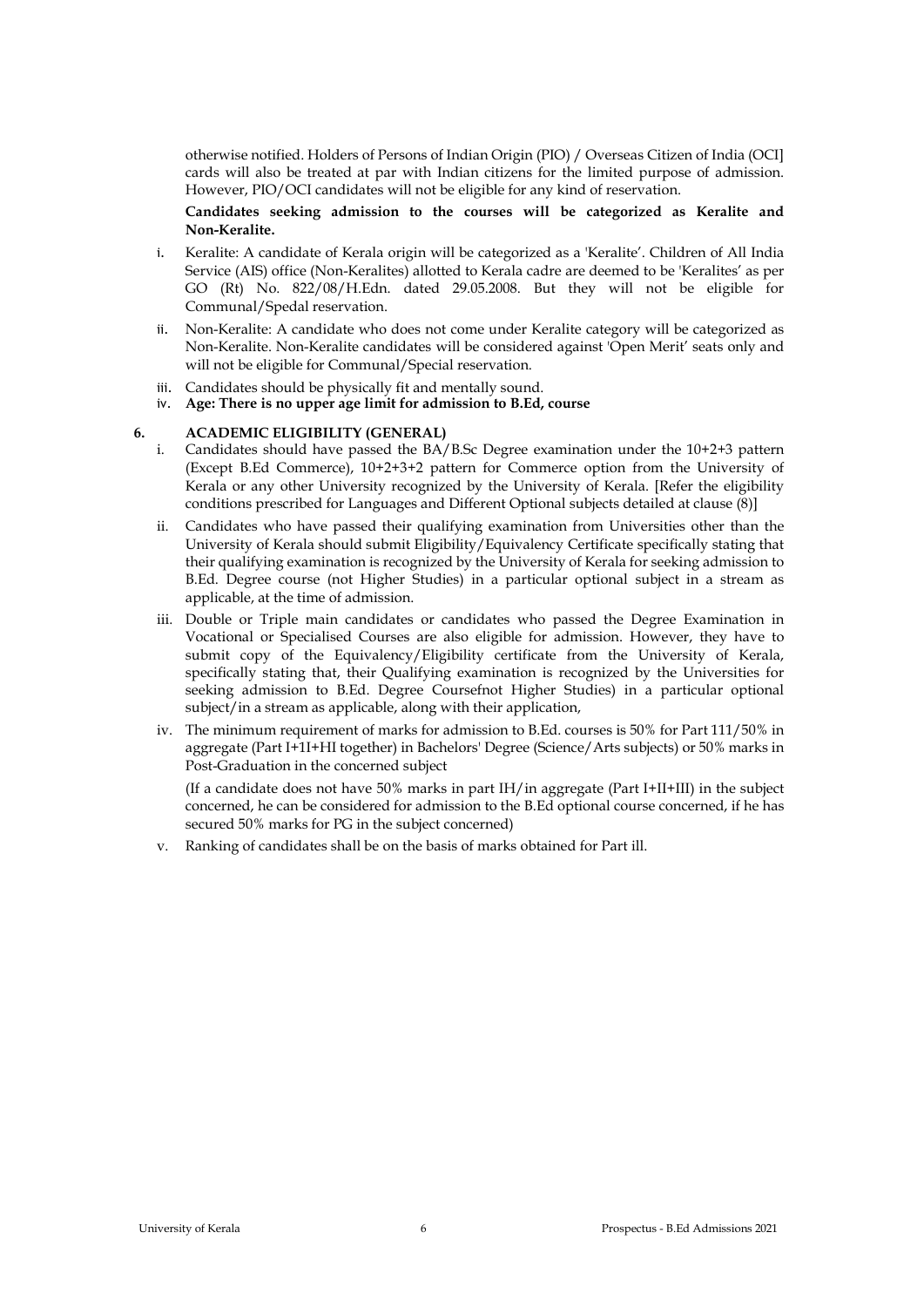otherwise notified. Holders of Persons of Indian Origin (PIO) / Overseas Citizen of India (OCI] cards will also be treated at par with Indian citizens for the limited purpose of admission. However, PIO/OCI candidates will not be eligible for any kind of reservation.

**Candidates seeking admission to the courses will be categorized as Keralite and Non-Keralite.**

i. Keralite: A candidate of Kerala origin will be categorized as a 'Keralite'. Children of All India Service (AIS) office (Non-Keralites) allotted to Kerala cadre are deemed to be 'Keralites' as per GO (Rt) No. 822/08/H.Edn. dated 29.05.2008. But they will not be eligible for Communal/Spedal reservation.

ii. Non-Keralite: A candidate who does not come under Keralite category will be categorized as Non-Keralite. Non-Keralite candidates will be considered against 'Open Merit' seats only and will not be eligible for Communal/Special reservation.

iii. Candidates should be physically fit and mentally sound.

iv. **Age: There is no upper age limit for admission to B.Ed, course**

## 6. ACADEMIC ELIGIBILITY (GENERAL)

i. Candidates should have passed the BA/B.Sc Degree examination under the 10+2+3 pattern (Except B.Ed Commerce), 10+2+3+2 pattern for Commerce option from the University of Kerala or any other University recognized by the University of Kerala. [Refer the eligibility conditions prescribed for Languages and Different Optional subjects detailed at clause (8)]

ii. Candidates who have passed their qualifying examination from Universities other than the University of Kerala should submit Eligibility/Equivalency Certificate specifically stating that their qualifying examination is recognized by the University of Kerala for seeking admission to B.Ed. Degree course (not Higher Studies) in a particular optional subject in a stream as applicable, at the time of admission.

iii. Double or Triple main candidates or candidates who passed the Degree Examination in Vocational or Specialised Courses are also eligible for admission. However, they have to submit copy of the Equivalency/Eligibility certificate from the University of Kerala, specifically stating that, their Qualifying examination is recognized by the Universities for seeking admission to B.Ed. Degree Coursefnot Higher Studies) in a particular optional subject/in a stream as applicable, along with their application,

iv. The minimum requirement of marks for admission to B.Ed. courses is 50% for Part 111/50% in aggregate (Part I+1I+HI together) in Bachelors' Degree (Science/Arts subjects) or 50% marks in Post-Graduation in the concerned subject

(If a candidate does not have 50% marks in part IH/in aggregate (Part I+II+III) in the subject concerned, he can be considered for admission to the B.Ed optional course concerned, if he has secured 50% marks for PG in the subject concerned)

v. Ranking of candidates shall be on the basis of marks obtained for Part ill.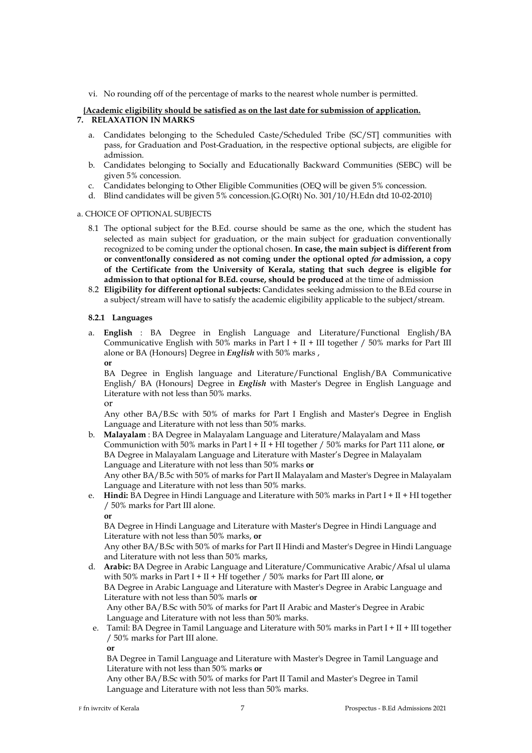vi. No rounding off of the percentage of marks to the nearest whole number is permitted.

**{Academic eligibility should be satisfied as on the last date for submission of application.**

## 7. RELAXATION IN MARKS

a. Candidates belonging to the Scheduled Caste/Scheduled Tribe (SC/ST] communities with pass, for Graduation and Post-Graduation, in the respective optional subjects, are eligible for admission.

b. Candidates belonging to Socially and Educationally Backward Communities (SEBC) will be given 5% concession.

c. Candidates belonging to Other Eligible Communities (OEQ will be given 5% concession.

d. Blind candidates will be given 5% concession.{G.O(Rt) No. 301/10/H.Edn dtd 10-02-2010}

a. CHOICE OF OPTIONAL SUBJECTS

8.1 The optional subject for the B.Ed. course should be same as the one, which the student has selected as main subject for graduation, or the main subject for graduation conventionally recognized to be coming under the optional chosen. **In case, the main subject is different from or convent!onally considered as not coming under the optional opted *for* admission, a copy of the Certificate from the University of Kerala, stating that such degree is eligible for admission to that optional for B.Ed. course, should be produced** at the time of admission

8.2 **Eligibility for different optional subjects:** Candidates seeking admission to the B.Ed course in a subject/stream will have to satisfy the academic eligibility applicable to the subject/stream.

### 8.2.1 Languages

a. **English** : BA Degree in English Language and Literature/Functional English/BA Communicative English with 50% marks in Part I + II + III together / 50% marks for Part III alone or BA (Honours} Degree in ***English*** with 50% marks ,

**or**

BA Degree in English language and Literature/Functional English/BA Communicative English/ BA (Honours} Degree in ***English*** with Master's Degree in English Language and Literature with not less than 50% marks.

or

Any other BA/B.Sc with 50% of marks for Part I English and Master's Degree in English Language and Literature with not less than 50% marks.

b. **Malayalam** : BA Degree in Malayalam Language and Literature/Malayalam and Mass Communiction with 50% marks in Part l + II + HI together / 50% marks for Part 111 alone, **or** BA Degree in Malayalam Language and Literature with Master's Degree in Malayalam Language and Literature with not less than 50% marks **or**

Any other BA/B.5c with 50% of marks for Part II Malayalam and Master's Degree in Malayalam Language and Literature with not less than 50% marks.

e. **Hindi:** BA Degree in Hindi Language and Literature with 50% marks in Part I + II + HI together / 50% marks for Part III alone.

**or**

BA Degree in Hindi Language and Literature with Master's Degree in Hindi Language and Literature with not less than 50% marks, **or**

Any other BA/B.Sc with 50% of marks for Part II Hindi and Master's Degree in Hindi Language and Literature with not less than 50% marks,

d. **Arabic:** BA Degree in Arabic Language and Literature/Communicative Arabic/Afsal ul ulama with 50% marks in Part I + II + Hf together / 50% marks for Part III alone, **or**

BA Degree in Arabic Language and Literature with Master's Degree in Arabic Language and Literature with not less than 50% marls **or**

Any other BA/B.Sc with 50% of marks for Part II Arabic and Master's Degree in Arabic Language and Literature with not less than 50% marks.

e. Tamil: BA Degree in Tamil Language and Literature with 50% marks in Part I + II + III together / 50% marks for Part III alone.

**or**

BA Degree in Tamil Language and Literature with Master's Degree in Tamil Language and Literature with not less than 50% marks **or**

Any other BA/B.Sc with 50% of marks for Part II Tamil and Master's Degree in Tamil Language and Literature with not less than 50% marks.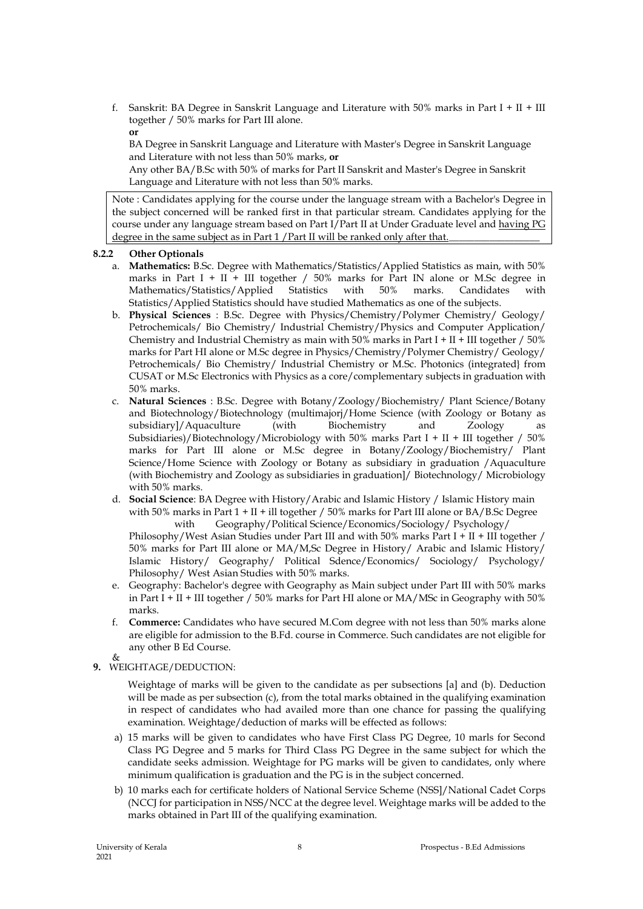f. Sanskrit: BA Degree in Sanskrit Language and Literature with 50% marks in Part I + II + III together / 50% marks for Part III alone.

   **or**

   BA Degree in Sanskrit Language and Literature with Master's Degree in Sanskrit Language and Literature with not less than 50% marks, **or**

   Any other BA/B.Sc with 50% of marks for Part II Sanskrit and Master's Degree in Sanskrit Language and Literature with not less than 50% marks.

Note : Candidates applying for the course under the language stream with a Bachelor's Degree in the subject concerned will be ranked first in that particular stream. Candidates applying for the course under any language stream based on Part I/Part II at Under Graduate level and having PG degree in the same subject as in Part 1 /Part II will be ranked only after that.

### 8.2.2 Other Optionals

a. **Mathematics:** B.Sc. Degree with Mathematics/Statistics/Applied Statistics as main, with 50% marks in Part I + II + III together / 50% marks for Part IN alone or M.Sc degree in Mathematics/Statistics/Applied Statistics with 50% marks. Candidates with Statistics/Applied Statistics should have studied Mathematics as one of the subjects.

b. **Physical Sciences** : B.Sc. Degree with Physics/Chemistry/Polymer Chemistry/ Geology/ Petrochemicals/ Bio Chemistry/ Industrial Chemistry/Physics and Computer Application/ Chemistry and Industrial Chemistry as main with 50% marks in Part I + II + III together / 50% marks for Part HI alone or M.Sc degree in Physics/Chemistry/Polymer Chemistry/ Geology/ Petrochemicals/ Bio Chemistry/ Industrial Chemistry or M.Sc. Photonics (integrated} from CUSAT or M.Sc Electronics with Physics as a core/complementary subjects in graduation with 50% marks.

c. **Natural Sciences** : B.Sc. Degree with Botany/Zoology/Biochemistry/ Plant Science/Botany and Biotechnology/Biotechnology (multimajorj/Home Science (with Zoology or Botany as subsidiary]/Aquaculture (with Biochemistry and Zoology as Subsidiaries)/Biotechnology/Microbiology with 50% marks Part I + II + III together / 50% marks for Part III alone or M.Sc degree in Botany/Zoology/Biochemistry/ Plant Science/Home Science with Zoology or Botany as subsidiary in graduation /Aquaculture (with Biochemistry and Zoology as subsidiaries in graduation]/ Biotechnology/ Microbiology with 50% marks.

d. **Social Science**: BA Degree with History/Arabic and Islamic History / Islamic History main with 50% marks in Part 1 + II + ill together / 50% marks for Part III alone or BA/B.Sc Degree with Geography/Political Science/Economics/Sociology/ Psychology/ Philosophy/West Asian Studies under Part III and with 50% marks Part I + II + III together / 50% marks for Part III alone or MA/M,Sc Degree in History/ Arabic and Islamic History/ Islamic History/ Geography/ Political Sdence/Economics/ Sociology/ Psychology/ Philosophy/ West Asian Studies with 50% marks.

e. Geography: Bachelor's degree with Geography as Main subject under Part III with 50% marks in Part I + II + III together / 50% marks for Part HI alone or MA/MSc in Geography with 50% marks.

f. **Commerce:** Candidates who have secured M.Com degree with not less than 50% marks alone are eligible for admission to the B.Fd. course in Commerce. Such candidates are not eligible for any other B Ed Course.

&

**9.** WEIGHTAGE/DEDUCTION:

Weightage of marks will be given to the candidate as per subsections [a] and (b). Deduction will be made as per subsection (c), from the total marks obtained in the qualifying examination in respect of candidates who had availed more than one chance for passing the qualifying examination. Weightage/deduction of marks will be effected as follows:

a) 15 marks will be given to candidates who have First Class PG Degree, 10 marls for Second Class PG Degree and 5 marks for Third Class PG Degree in the same subject for which the candidate seeks admission. Weightage for PG marks will be given to candidates, only where minimum qualification is graduation and the PG is in the subject concerned.

b) 10 marks each for certificate holders of National Service Scheme (NSS]/National Cadet Corps (NCCJ for participation in NSS/NCC at the degree level. Weightage marks will be added to the marks obtained in Part III of the qualifying examination.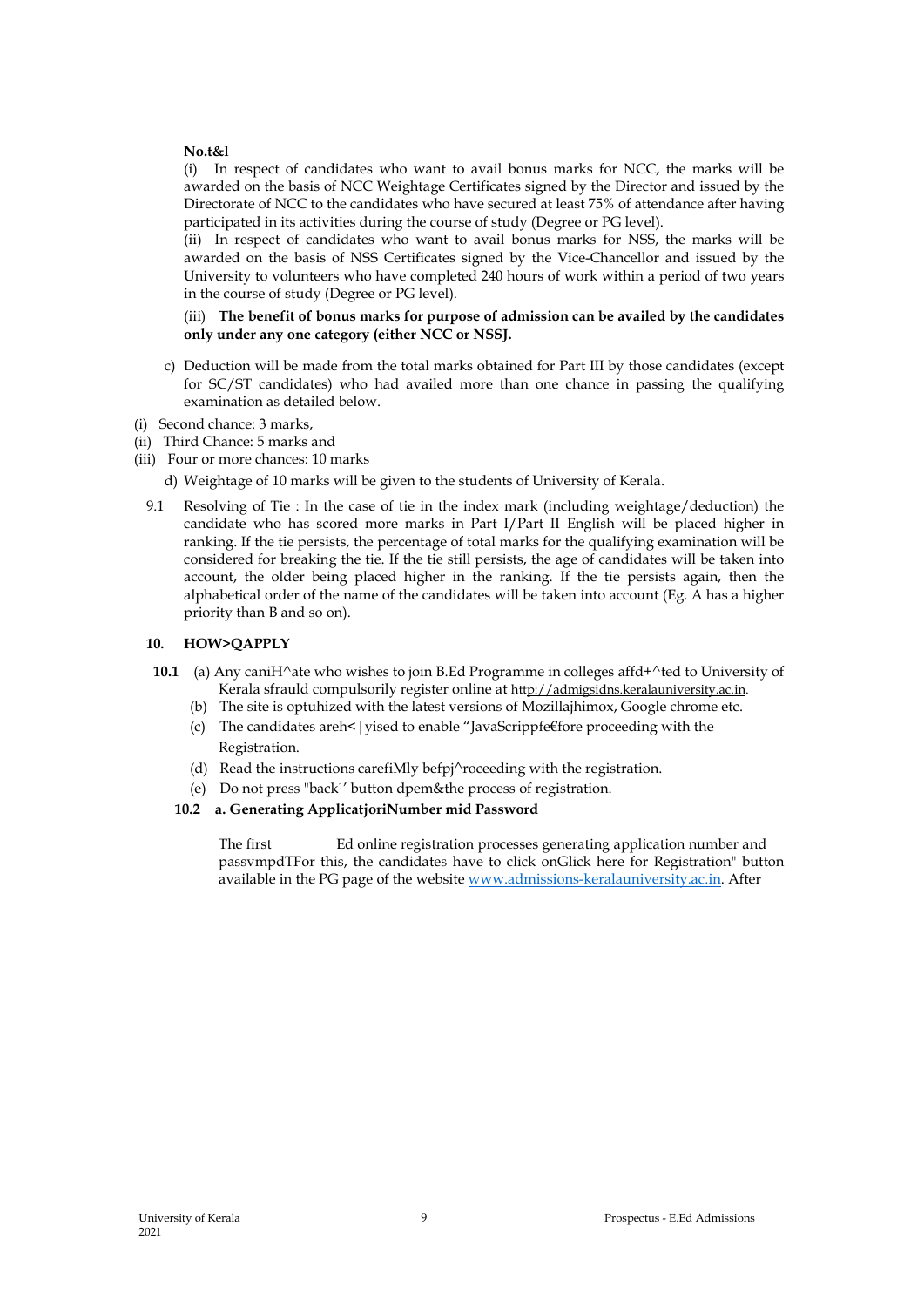**No.t&l**

(i) In respect of candidates who want to avail bonus marks for NCC, the marks will be awarded on the basis of NCC Weightage Certificates signed by the Director and issued by the Directorate of NCC to the candidates who have secured at least 75% of attendance after having participated in its activities during the course of study (Degree or PG level).

(ii) In respect of candidates who want to avail bonus marks for NSS, the marks will be awarded on the basis of NSS Certificates signed by the Vice-Chancellor and issued by the University to volunteers who have completed 240 hours of work within a period of two years in the course of study (Degree or PG level).

(iii) **The benefit of bonus marks for purpose of admission can be availed by the candidates only under any one category (either NCC or NSSJ.**

c) Deduction will be made from the total marks obtained for Part III by those candidates (except for SC/ST candidates) who had availed more than one chance in passing the qualifying examination as detailed below.

(i) Second chance: 3 marks,
(ii) Third Chance: 5 marks and
(iii) Four or more chances: 10 marks

d) Weightage of 10 marks will be given to the students of University of Kerala.

9.1 Resolving of Tie : In the case of tie in the index mark (including weightage/deduction) the candidate who has scored more marks in Part I/Part II English will be placed higher in ranking. If the tie persists, the percentage of total marks for the qualifying examination will be considered for breaking the tie. If the tie still persists, the age of candidates will be taken into account, the older being placed higher in the ranking. If the tie persists again, then the alphabetical order of the name of the candidates will be taken into account (Eg. A has a higher priority than B and so on).

## 10. HOW>QAPPLY

**10.1** (a) Any caniH^ate who wishes to join B.Ed Programme in colleges affd+^ted to University of Kerala sfrauld compulsorily register online at http://admigsidns.keralauniversity.ac.in.

(b) The site is optuhized with the latest versions of Mozillajhimox, Google chrome etc.

(c) The candidates areh<|yised to enable "JavaScrippfe€fore proceeding with the Registration.

(d) Read the instructions carefiMly befpj^roceeding with the registration.

(e) Do not press "back[1]' button dpem&the process of registration.

**10.2 a. Generating ApplicatjoriNumber mid Password**

The first Ed online registration processes generating application number and passvmpdTFor this, the candidates have to click onGlick here for Registration" button available in the PG page of the website www.admissions-keralauniversity.ac.in. After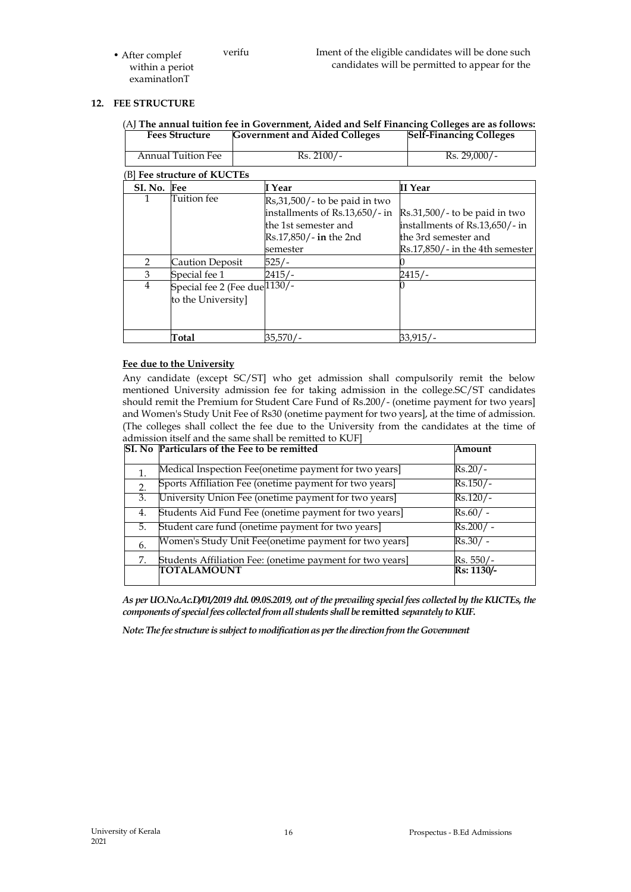- After complef verifu lment of the eligible candidates will be done such within a periot candidates will be permitted to appear for the examinatlonT

## 12. FEE STRUCTURE

(A] **The annual tuition fee in Government, Aided and Self Financing Colleges are as follows:**

| Fees Structure | Government and Aided Colleges | Self-Financing Colleges |
|---|---|---|
| Annual Tuition Fee | Rs. 2100/- | Rs. 29,000/- |

(B] **Fee structure of KUCTEs**

| SI. No. | Fee | I Year | II Year |
|---|---|---|---|
| 1 | Tuition fee | Rs,31,500/- to be paid in two installments of Rs.13,650/- in the 1st semester and Rs.17,850/- **in** the 2nd semester | Rs.31,500/- to be paid in two installments of Rs.13,650/- in the 3rd semester and Rs.17,850/- in the 4th semester |
| 2 | Caution Deposit | 525/- | 0 |
| 3 | Special fee 1 | 2415/- | 2415/- |
| 4 | Special fee 2 (Fee due to the University] | 1130/- | 0 |
| | **Total** | 35,570/- | 33,915/- |

**Fee due to the University**

Any candidate (except SC/ST] who get admission shall compulsorily remit the below mentioned University admission fee for taking admission in the college.SC/ST candidates should remit the Premium for Student Care Fund of Rs.200/- (onetime payment for two years] and Women's Study Unit Fee of Rs30 (onetime payment for two years], at the time of admission. (The colleges shall collect the fee due to the University from the candidates at the time of admission itself and the same shall be remitted to KUF]

| SI. No | Particulars of the Fee to be remitted | Amount |
|---|---|---|
| 1. | Medical Inspection Fee(onetime payment for two years] | Rs.20/- |
| 2. | Sports Affiliation Fee (onetime payment for two years] | Rs.150/- |
| 3. | University Union Fee (onetime payment for two years] | Rs.120/- |
| 4. | Students Aid Fund Fee (onetime payment for two years] | Rs.60/ - |
| 5. | Student care fund (onetime payment for two years] | Rs.200/ - |
| 6. | Women's Study Unit Fee(onetime payment for two years] | Rs.30/ - |
| 7. | Students Affiliation Fee: (onetime payment for two years] | Rs. 550/- |
| | **TOTALAMOUNT** | **Rs: 1130/-** |

***As per UO.No.Ac.D/01/2019 dtd. 09.0S.2019, out of the prevailing special fees collected by the KUCTEs, the components of special fees collected from all students shall be remitted separately to KUF.***

***Note: The fee structure is subject to modification as per the direction from the Government***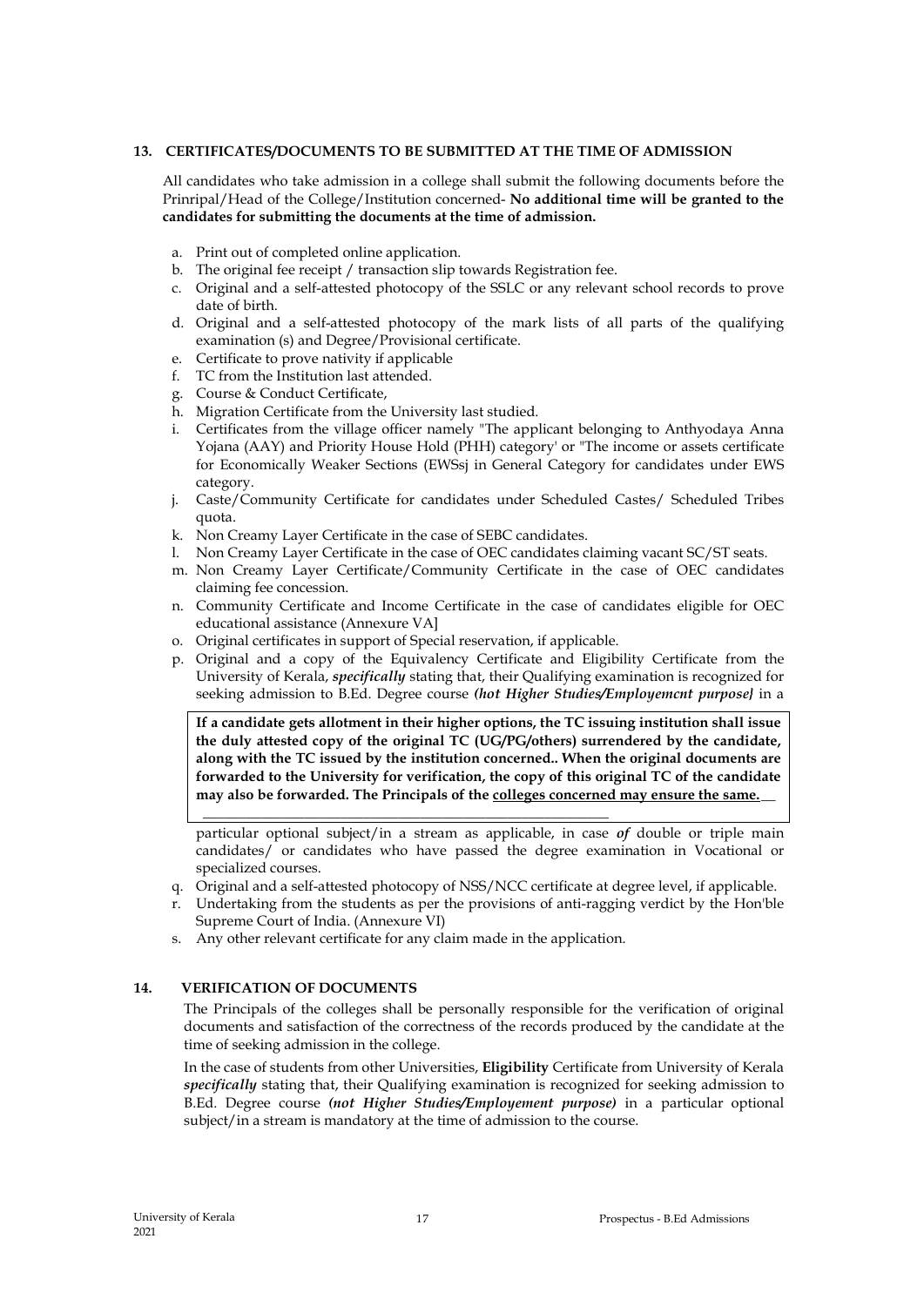### 13. CERTIFICATES/DOCUMENTS TO BE SUBMITTED AT THE TIME OF ADMISSION

All candidates who take admission in a college shall submit the following documents before the Prinripal/Head of the College/Institution concerned- **No additional time will be granted to the candidates for submitting the documents at the time of admission.**

a. Print out of completed online application.
b. The original fee receipt / transaction slip towards Registration fee.
c. Original and a self-attested photocopy of the SSLC or any relevant school records to prove date of birth.
d. Original and a self-attested photocopy of the mark lists of all parts of the qualifying examination (s) and Degree/Provisional certificate.
e. Certificate to prove nativity if applicable
f. TC from the Institution last attended.
g. Course & Conduct Certificate,
h. Migration Certificate from the University last studied.
i. Certificates from the village officer namely "The applicant belonging to Anthyodaya Anna Yojana (AAY) and Priority House Hold (PHH) category' or "The income or assets certificate for Economically Weaker Sections (EWSsj in General Category for candidates under EWS category.
j. Caste/Community Certificate for candidates under Scheduled Castes/ Scheduled Tribes quota.
k. Non Creamy Layer Certificate in the case of SEBC candidates.
l. Non Creamy Layer Certificate in the case of OEC candidates claiming vacant SC/ST seats.
m. Non Creamy Layer Certificate/Community Certificate in the case of OEC candidates claiming fee concession.
n. Community Certificate and Income Certificate in the case of candidates eligible for OEC educational assistance (Annexure VA]
o. Original certificates in support of Special reservation, if applicable.
p. Original and a copy of the Equivalency Certificate and Eligibility Certificate from the University of Kerala, ***specifically*** stating that, their Qualifying examination is recognized for seeking admission to B.Ed. Degree course ***(hot Higher Studies/Employemcnt purpose}*** in a particular optional subject/in a stream as applicable, in case ***of*** double or triple main candidates/ or candidates who have passed the degree examination in Vocational or specialized courses.

**If a candidate gets allotment in their higher options, the TC issuing institution shall issue the duly attested copy of the original TC (UG/PG/others) surrendered by the candidate, along with the TC issued by the institution concerned.. When the original documents are forwarded to the University for verification, the copy of this original TC of the candidate may also be forwarded. The Principals of the colleges concerned may ensure the same.**

q. Original and a self-attested photocopy of NSS/NCC certificate at degree level, if applicable.
r. Undertaking from the students as per the provisions of anti-ragging verdict by the Hon'ble Supreme Court of India. (Annexure VI)
s. Any other relevant certificate for any claim made in the application.

### 14. VERIFICATION OF DOCUMENTS

The Principals of the colleges shall be personally responsible for the verification of original documents and satisfaction of the correctness of the records produced by the candidate at the time of seeking admission in the college.

In the case of students from other Universities, **Eligibility** Certificate from University of Kerala ***specifically*** stating that, their Qualifying examination is recognized for seeking admission to B.Ed. Degree course ***(not Higher Studies/Employement purpose)*** in a particular optional subject/in a stream is mandatory at the time of admission to the course.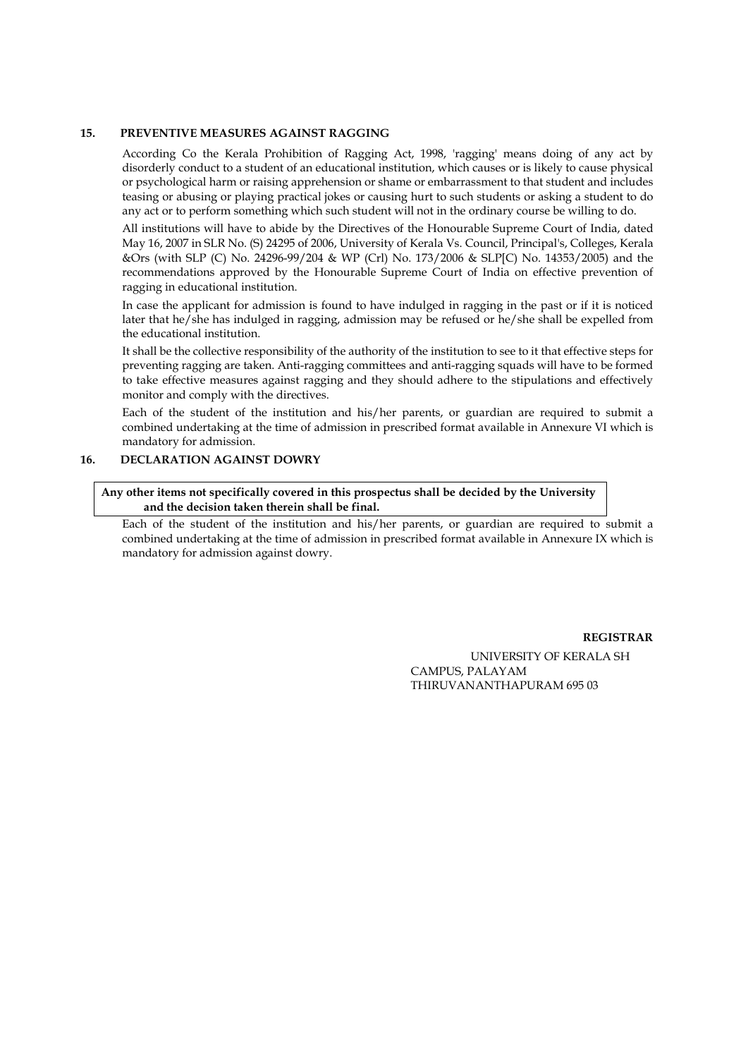## 15. PREVENTIVE MEASURES AGAINST RAGGING

According Co the Kerala Prohibition of Ragging Act, 1998, 'ragging' means doing of any act by disorderly conduct to a student of an educational institution, which causes or is likely to cause physical or psychological harm or raising apprehension or shame or embarrassment to that student and includes teasing or abusing or playing practical jokes or causing hurt to such students or asking a student to do any act or to perform something which such student will not in the ordinary course be willing to do.

All institutions will have to abide by the Directives of the Honourable Supreme Court of India, dated May 16, 2007 in SLR No. (S) 24295 of 2006, University of Kerala Vs. Council, Principal's, Colleges, Kerala &Ors (with SLP (C) No. 24296-99/204 & WP (Crl) No. 173/2006 & SLP[C) No. 14353/2005) and the recommendations approved by the Honourable Supreme Court of India on effective prevention of ragging in educational institution.

In case the applicant for admission is found to have indulged in ragging in the past or if it is noticed later that he/she has indulged in ragging, admission may be refused or he/she shall be expelled from the educational institution.

It shall be the collective responsibility of the authority of the institution to see to it that effective steps for preventing ragging are taken. Anti-ragging committees and anti-ragging squads will have to be formed to take effective measures against ragging and they should adhere to the stipulations and effectively monitor and comply with the directives.

Each of the student of the institution and his/her parents, or guardian are required to submit a combined undertaking at the time of admission in prescribed format available in Annexure VI which is mandatory for admission.

## 16. DECLARATION AGAINST DOWRY

**Any other items not specifically covered in this prospectus shall be decided by the University and the decision taken therein shall be final.**

Each of the student of the institution and his/her parents, or guardian are required to submit a combined undertaking at the time of admission in prescribed format available in Annexure IX which is mandatory for admission against dowry.

**REGISTRAR**

UNIVERSITY OF KERALA SH
CAMPUS, PALAYAM
THIRUVANANTHAPURAM 695 03